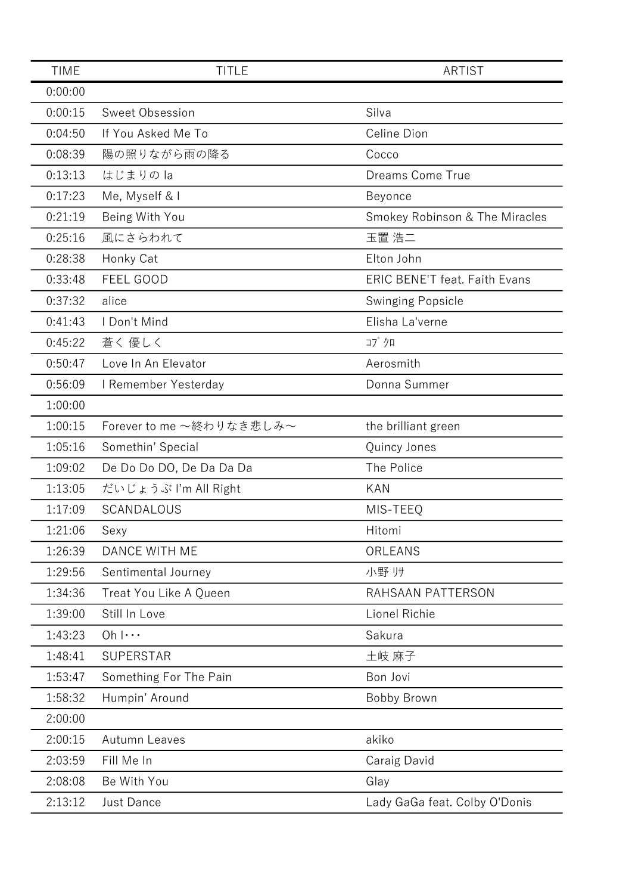| TIME | TITLE | ARTIST |
| --- | --- | --- |
| 0:00:00 | | |
| 0:00:15 | Sweet Obsession | Silva |
| 0:04:50 | If You Asked Me To | Celine Dion |
| 0:08:39 | 陽の照りながら雨の降る | Cocco |
| 0:13:13 | はじまりの la | Dreams Come True |
| 0:17:23 | Me, Myself & I | Beyonce |
| 0:21:19 | Being With You | Smokey Robinson & The Miracles |
| 0:25:16 | 風にさらわれて | 玉置 浩二 |
| 0:28:38 | Honky Cat | Elton John |
| 0:33:48 | FEEL GOOD | ERIC BENE'T feat. Faith Evans |
| 0:37:32 | alice | Swinging Popsicle |
| 0:41:43 | I Don't Mind | Elisha La'verne |
| 0:45:22 | 蒼く 優しく | ｺﾌﾞｸﾛ |
| 0:50:47 | Love In An Elevator | Aerosmith |
| 0:56:09 | I Remember Yesterday | Donna Summer |
| 1:00:00 | | |
| 1:00:15 | Forever to me ～終わりなき悲しみ～ | the brilliant green |
| 1:05:16 | Somethin' Special | Quincy Jones |
| 1:09:02 | De Do Do DO, De Da Da Da | The Police |
| 1:13:05 | だいじょうぶ I'm All Right | KAN |
| 1:17:09 | SCANDALOUS | MIS-TEEQ |
| 1:21:06 | Sexy | Hitomi |
| 1:26:39 | DANCE WITH ME | ORLEANS |
| 1:29:56 | Sentimental Journey | 小野 ﾘｻ |
| 1:34:36 | Treat You Like A Queen | RAHSAAN PATTERSON |
| 1:39:00 | Still In Love | Lionel Richie |
| 1:43:23 | Oh I･･･ | Sakura |
| 1:48:41 | SUPERSTAR | 土岐 麻子 |
| 1:53:47 | Something For The Pain | Bon Jovi |
| 1:58:32 | Humpin' Around | Bobby Brown |
| 2:00:00 | | |
| 2:00:15 | Autumn Leaves | akiko |
| 2:03:59 | Fill Me In | Caraig David |
| 2:08:08 | Be With You | Glay |
| 2:13:12 | Just Dance | Lady GaGa feat. Colby O'Donis |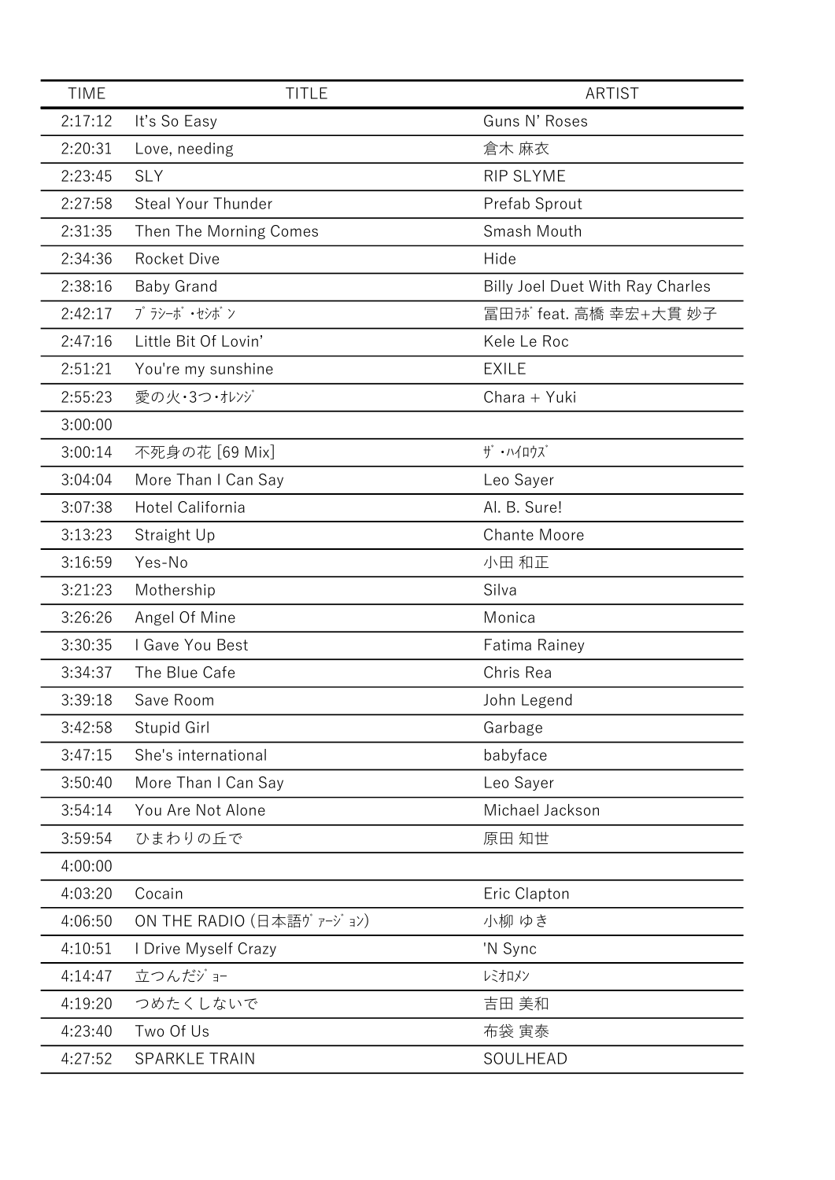| TIME | TITLE | ARTIST |
|---|---|---|
| 2:17:12 | It's So Easy | Guns N' Roses |
| 2:20:31 | Love, needing | 倉木 麻衣 |
| 2:23:45 | SLY | RIP SLYME |
| 2:27:58 | Steal Your Thunder | Prefab Sprout |
| 2:31:35 | Then The Morning Comes | Smash Mouth |
| 2:34:36 | Rocket Dive | Hide |
| 2:38:16 | Baby Grand | Billy Joel Duet With Ray Charles |
| 2:42:17 | ﾌﾟﾗｼｰﾎﾞ・ｾｼﾎﾞﾝ | 冨田ﾗﾎﾞ feat. 高橋 幸宏+大貫 妙子 |
| 2:47:16 | Little Bit Of Lovin' | Kele Le Roc |
| 2:51:21 | You're my sunshine | EXILE |
| 2:55:23 | 愛の火・3つ・ｵﾚﾝｼﾞ | Chara + Yuki |
| 3:00:00 | | |
| 3:00:14 | 不死身の花 [69 Mix] | ｻﾞ・ﾊｲﾛｳｽﾞ |
| 3:04:04 | More Than I Can Say | Leo Sayer |
| 3:07:38 | Hotel California | Al. B. Sure! |
| 3:13:23 | Straight Up | Chante Moore |
| 3:16:59 | Yes-No | 小田 和正 |
| 3:21:23 | Mothership | Silva |
| 3:26:26 | Angel Of Mine | Monica |
| 3:30:35 | I Gave You Best | Fatima Rainey |
| 3:34:37 | The Blue Cafe | Chris Rea |
| 3:39:18 | Save Room | John Legend |
| 3:42:58 | Stupid Girl | Garbage |
| 3:47:15 | She's international | babyface |
| 3:50:40 | More Than I Can Say | Leo Sayer |
| 3:54:14 | You Are Not Alone | Michael Jackson |
| 3:59:54 | ひまわりの丘で | 原田 知世 |
| 4:00:00 | | |
| 4:03:20 | Cocain | Eric Clapton |
| 4:06:50 | ON THE RADIO (日本語ｳﾞｧｰｼﾞｮﾝ) | 小柳 ゆき |
| 4:10:51 | I Drive Myself Crazy | 'N Sync |
| 4:14:47 | 立つんだｼﾞｮｰ | ﾚﾐｵﾛﾒﾝ |
| 4:19:20 | つめたくしないで | 吉田 美和 |
| 4:23:40 | Two Of Us | 布袋 寅泰 |
| 4:27:52 | SPARKLE TRAIN | SOULHEAD |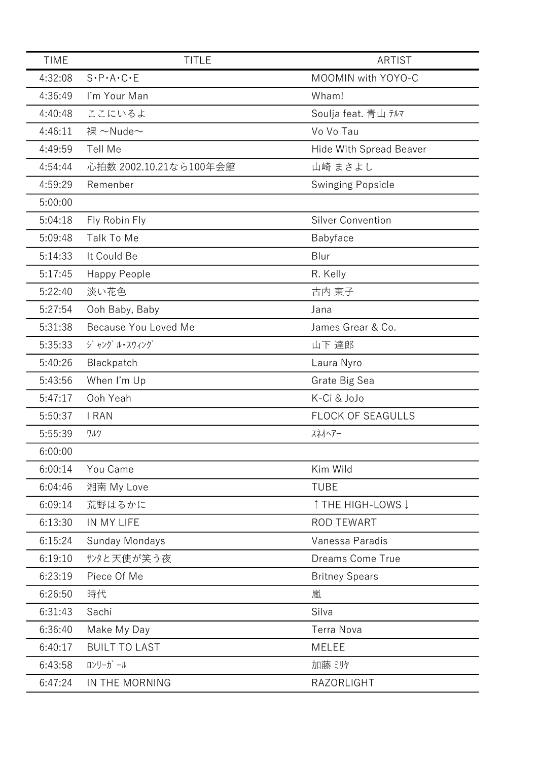| TIME | TITLE | ARTIST |
| --- | --- | --- |
| 4:32:08 | S･P･A･C･E | MOOMIN with YOYO-C |
| 4:36:49 | I'm Your Man | Wham! |
| 4:40:48 | ここにいるよ | Soulja feat. 青山 ﾃﾙﾏ |
| 4:46:11 | 裸 ～Nude～ | Vo Vo Tau |
| 4:49:59 | Tell Me | Hide With Spread Beaver |
| 4:54:44 | 心拍数 2002.10.21なら100年会館 | 山崎 まさよし |
| 4:59:29 | Remenber | Swinging Popsicle |
| 5:00:00 | | |
| 5:04:18 | Fly Robin Fly | Silver Convention |
| 5:09:48 | Talk To Me | Babyface |
| 5:14:33 | It Could Be | Blur |
| 5:17:45 | Happy People | R. Kelly |
| 5:22:40 | 淡い花色 | 古内 東子 |
| 5:27:54 | Ooh Baby, Baby | Jana |
| 5:31:38 | Because You Loved Me | James Grear & Co. |
| 5:35:33 | ｼﾞｬﾝｸﾞﾙ･ｽｳｨﾝｸﾞ | 山下 達郎 |
| 5:40:26 | Blackpatch | Laura Nyro |
| 5:43:56 | When I'm Up | Grate Big Sea |
| 5:47:17 | Ooh Yeah | K-Ci & JoJo |
| 5:50:37 | I RAN | FLOCK OF SEAGULLS |
| 5:55:39 | ﾜﾙﾂ | ｽﾈｵﾍｱｰ |
| 6:00:00 | | |
| 6:00:14 | You Came | Kim Wild |
| 6:04:46 | 湘南 My Love | TUBE |
| 6:09:14 | 荒野はるかに | ↑THE HIGH-LOWS↓ |
| 6:13:30 | IN MY LIFE | ROD TEWART |
| 6:15:24 | Sunday Mondays | Vanessa Paradis |
| 6:19:10 | ｻﾝﾀと天使が笑う夜 | Dreams Come True |
| 6:23:19 | Piece Of Me | Britney Spears |
| 6:26:50 | 時代 | 嵐 |
| 6:31:43 | Sachi | Silva |
| 6:36:40 | Make My Day | Terra Nova |
| 6:40:17 | BUILT TO LAST | MELEE |
| 6:43:58 | ﾛﾝﾘｰｶﾞｰﾙ | 加藤 ﾐﾘﾔ |
| 6:47:24 | IN THE MORNING | RAZORLIGHT |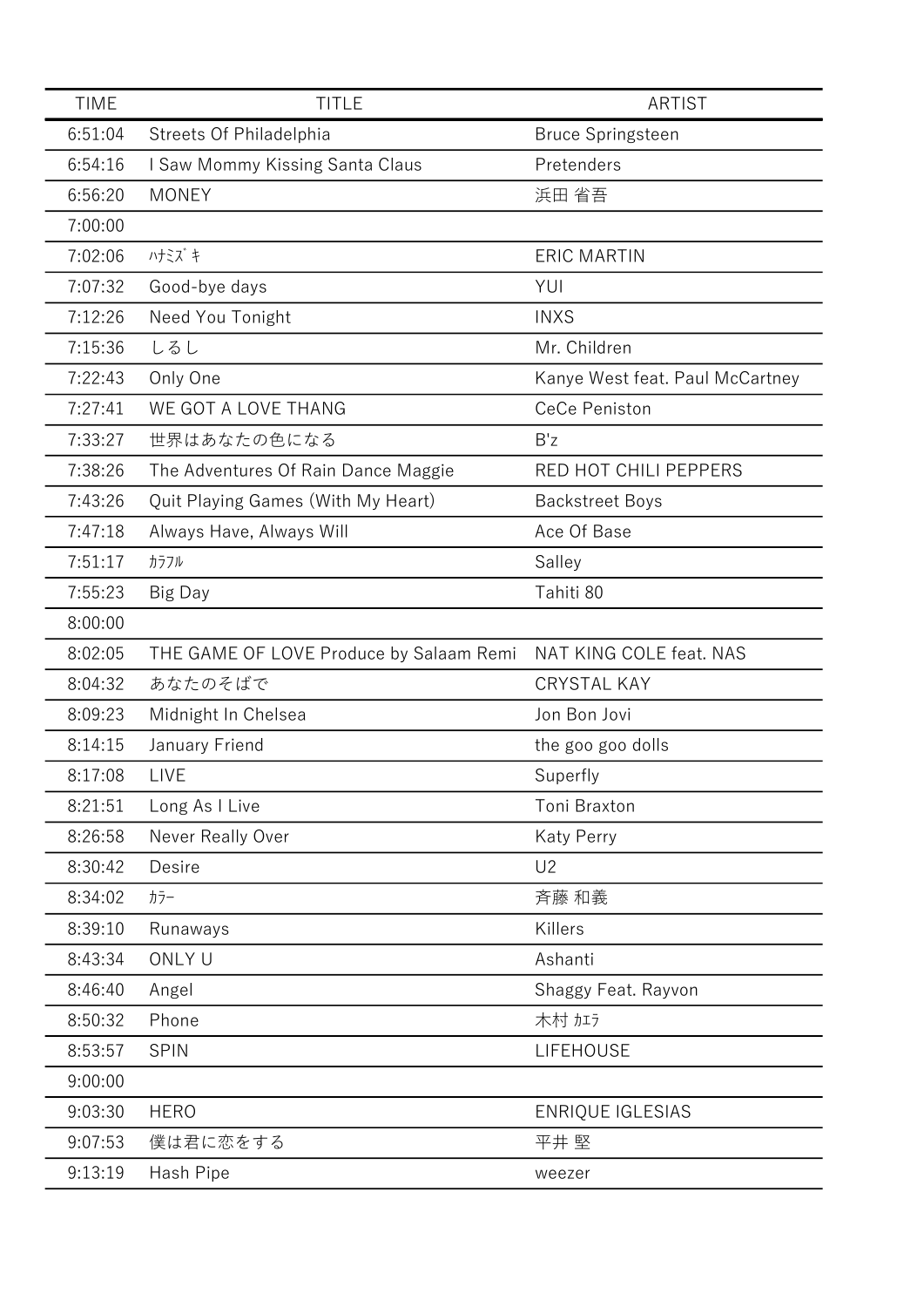| TIME | TITLE | ARTIST |
|---|---|---|
| 6:51:04 | Streets Of Philadelphia | Bruce Springsteen |
| 6:54:16 | I Saw Mommy Kissing Santa Claus | Pretenders |
| 6:56:20 | MONEY | 浜田 省吾 |
| 7:00:00 | | |
| 7:02:06 | ﾊﾅﾐｽﾞｷ | ERIC MARTIN |
| 7:07:32 | Good-bye days | YUI |
| 7:12:26 | Need You Tonight | INXS |
| 7:15:36 | しるし | Mr. Children |
| 7:22:43 | Only One | Kanye West feat. Paul McCartney |
| 7:27:41 | WE GOT A LOVE THANG | CeCe Peniston |
| 7:33:27 | 世界はあなたの色になる | B'z |
| 7:38:26 | The Adventures Of Rain Dance Maggie | RED HOT CHILI PEPPERS |
| 7:43:26 | Quit Playing Games (With My Heart) | Backstreet Boys |
| 7:47:18 | Always Have, Always Will | Ace Of Base |
| 7:51:17 | ｶﾗﾌﾙ | Salley |
| 7:55:23 | Big Day | Tahiti 80 |
| 8:00:00 | | |
| 8:02:05 | THE GAME OF LOVE Produce by Salaam Remi | NAT KING COLE feat. NAS |
| 8:04:32 | あなたのそばで | CRYSTAL KAY |
| 8:09:23 | Midnight In Chelsea | Jon Bon Jovi |
| 8:14:15 | January Friend | the goo goo dolls |
| 8:17:08 | LIVE | Superfly |
| 8:21:51 | Long As I Live | Toni Braxton |
| 8:26:58 | Never Really Over | Katy Perry |
| 8:30:42 | Desire | U2 |
| 8:34:02 | ｶﾗｰ | 斉藤 和義 |
| 8:39:10 | Runaways | Killers |
| 8:43:34 | ONLY U | Ashanti |
| 8:46:40 | Angel | Shaggy Feat. Rayvon |
| 8:50:32 | Phone | 木村 ｶｴﾗ |
| 8:53:57 | SPIN | LIFEHOUSE |
| 9:00:00 | | |
| 9:03:30 | HERO | ENRIQUE IGLESIAS |
| 9:07:53 | 僕は君に恋をする | 平井 堅 |
| 9:13:19 | Hash Pipe | weezer |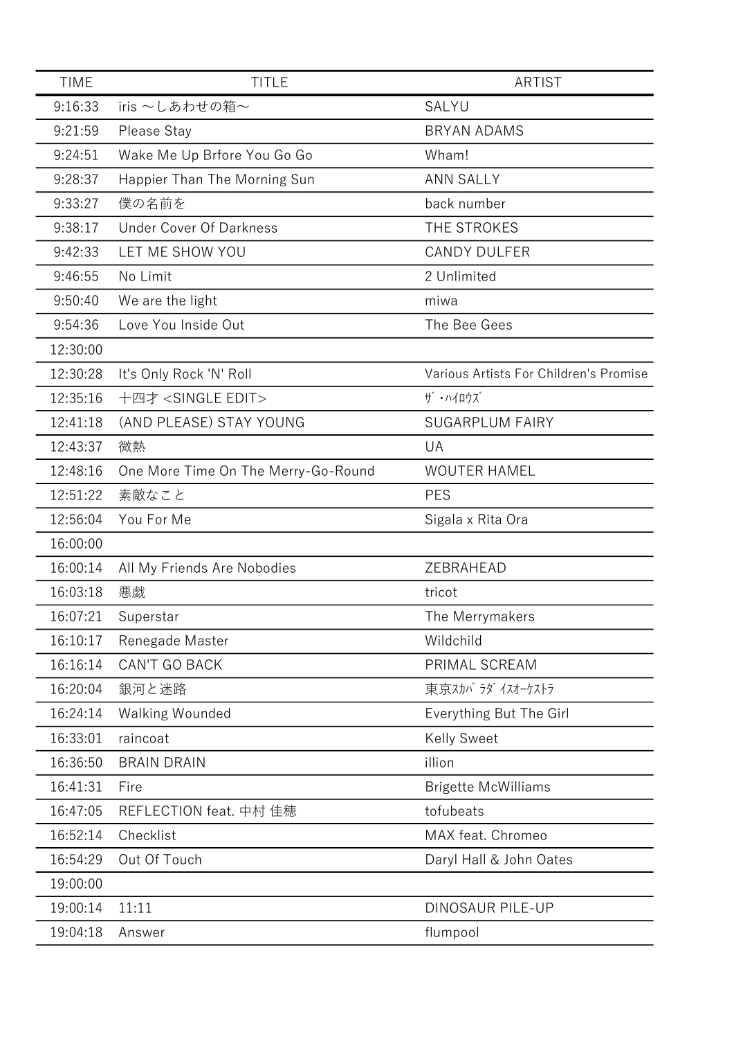| TIME | TITLE | ARTIST |
|---|---|---|
| 9:16:33 | iris ～しあわせの箱～ | SALYU |
| 9:21:59 | Please Stay | BRYAN ADAMS |
| 9:24:51 | Wake Me Up Brfore You Go Go | Wham! |
| 9:28:37 | Happier Than The Morning Sun | ANN SALLY |
| 9:33:27 | 僕の名前を | back number |
| 9:38:17 | Under Cover Of Darkness | THE STROKES |
| 9:42:33 | LET ME SHOW YOU | CANDY DULFER |
| 9:46:55 | No Limit | 2 Unlimited |
| 9:50:40 | We are the light | miwa |
| 9:54:36 | Love You Inside Out | The Bee Gees |
| 12:30:00 | | |
| 12:30:28 | It's Only Rock 'N' Roll | Various Artists For Children's Promise |
| 12:35:16 | 十四才 <SINGLE EDIT> | ｻﾞ･ﾊｲﾛｳｽﾞ |
| 12:41:18 | (AND PLEASE) STAY YOUNG | SUGARPLUM FAIRY |
| 12:43:37 | 微熱 | UA |
| 12:48:16 | One More Time On The Merry-Go-Round | WOUTER HAMEL |
| 12:51:22 | 素敵なこと | PES |
| 12:56:04 | You For Me | Sigala x Rita Ora |
| 16:00:00 | | |
| 16:00:14 | All My Friends Are Nobodies | ZEBRAHEAD |
| 16:03:18 | 悪戯 | tricot |
| 16:07:21 | Superstar | The Merrymakers |
| 16:10:17 | Renegade Master | Wildchild |
| 16:16:14 | CAN'T GO BACK | PRIMAL SCREAM |
| 16:20:04 | 銀河と迷路 | 東京ｽｶﾊﾟﾗﾀﾞｲｽｵｰｹｽﾄﾗ |
| 16:24:14 | Walking Wounded | Everything But The Girl |
| 16:33:01 | raincoat | Kelly Sweet |
| 16:36:50 | BRAIN DRAIN | illion |
| 16:41:31 | Fire | Brigette McWilliams |
| 16:47:05 | REFLECTION feat. 中村 佳穂 | tofubeats |
| 16:52:14 | Checklist | MAX feat. Chromeo |
| 16:54:29 | Out Of Touch | Daryl Hall & John Oates |
| 19:00:00 | | |
| 19:00:14 | 11:11 | DINOSAUR PILE-UP |
| 19:04:18 | Answer | flumpool |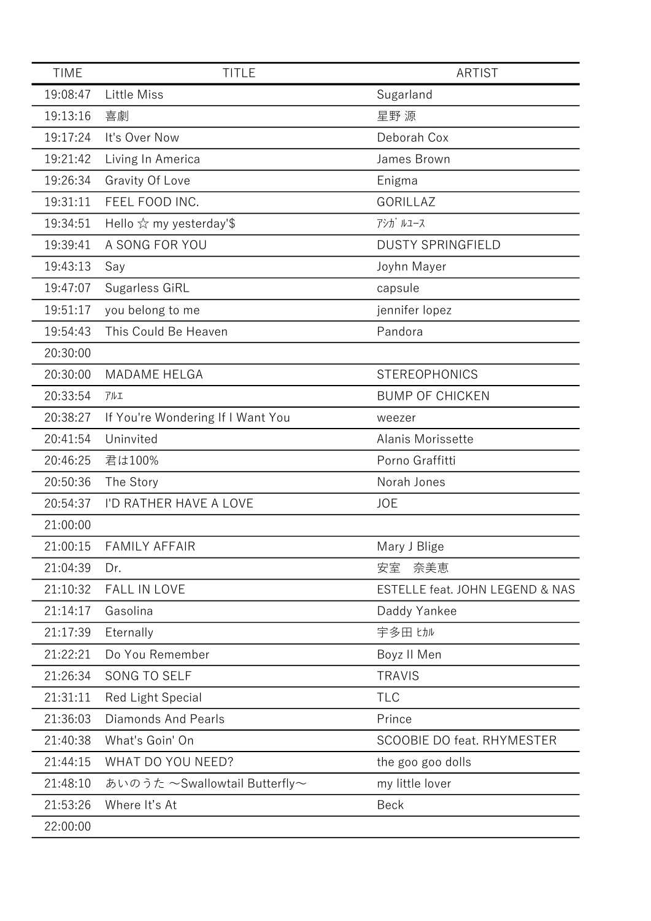| TIME | TITLE | ARTIST |
|---|---|---|
| 19:08:47 | Little Miss | Sugarland |
| 19:13:16 | 喜劇 | 星野 源 |
| 19:17:24 | It's Over Now | Deborah Cox |
| 19:21:42 | Living In America | James Brown |
| 19:26:34 | Gravity Of Love | Enigma |
| 19:31:11 | FEEL FOOD INC. | GORILLAZ |
| 19:34:51 | Hello ☆ my yesterday'$ | ｱｼｶﾞﾙﾕｰｽ |
| 19:39:41 | A SONG FOR YOU | DUSTY SPRINGFIELD |
| 19:43:13 | Say | Joyhn Mayer |
| 19:47:07 | Sugarless GiRL | capsule |
| 19:51:17 | you belong to me | jennifer lopez |
| 19:54:43 | This Could Be Heaven | Pandora |
| 20:30:00 | | |
| 20:30:00 | MADAME HELGA | STEREOPHONICS |
| 20:33:54 | ｱﾙｴ | BUMP OF CHICKEN |
| 20:38:27 | If You're Wondering If I Want You | weezer |
| 20:41:54 | Uninvited | Alanis Morissette |
| 20:46:25 | 君は100% | Porno Graffitti |
| 20:50:36 | The Story | Norah Jones |
| 20:54:37 | I'D RATHER HAVE A LOVE | JOE |
| 21:00:00 | | |
| 21:00:15 | FAMILY AFFAIR | Mary J Blige |
| 21:04:39 | Dr. | 安室　奈美恵 |
| 21:10:32 | FALL IN LOVE | ESTELLE feat. JOHN LEGEND & NAS |
| 21:14:17 | Gasolina | Daddy Yankee |
| 21:17:39 | Eternally | 宇多田 ﾋｶﾙ |
| 21:22:21 | Do You Remember | Boyz II Men |
| 21:26:34 | SONG TO SELF | TRAVIS |
| 21:31:11 | Red Light Special | TLC |
| 21:36:03 | Diamonds And Pearls | Prince |
| 21:40:38 | What's Goin' On | SCOOBIE DO feat. RHYMESTER |
| 21:44:15 | WHAT DO YOU NEED? | the goo goo dolls |
| 21:48:10 | あいのうた 〜Swallowtail Butterfly〜 | my little lover |
| 21:53:26 | Where It's At | Beck |
| 22:00:00 | | |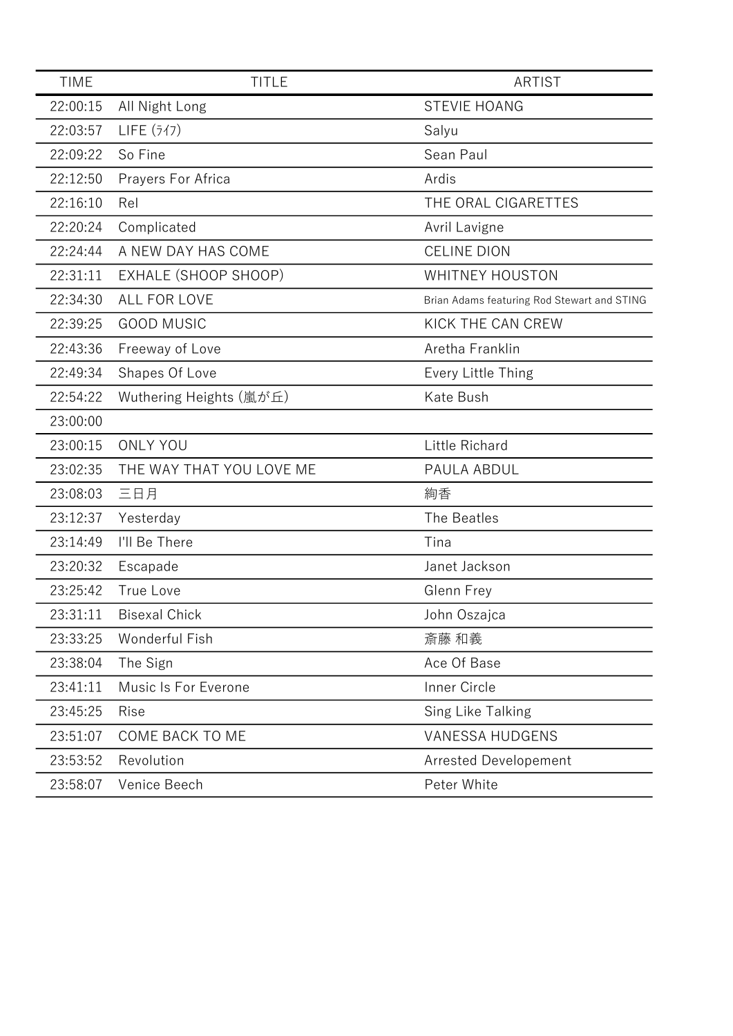| TIME | TITLE | ARTIST |
|---|---|---|
| 22:00:15 | All Night Long | STEVIE HOANG |
| 22:03:57 | LIFE (ﾗｲﾌ) | Salyu |
| 22:09:22 | So Fine | Sean Paul |
| 22:12:50 | Prayers For Africa | Ardis |
| 22:16:10 | ReI | THE ORAL CIGARETTES |
| 22:20:24 | Complicated | Avril Lavigne |
| 22:24:44 | A NEW DAY HAS COME | CELINE DION |
| 22:31:11 | EXHALE (SHOOP SHOOP) | WHITNEY HOUSTON |
| 22:34:30 | ALL FOR LOVE | Brian Adams featuring Rod Stewart and STING |
| 22:39:25 | GOOD MUSIC | KICK THE CAN CREW |
| 22:43:36 | Freeway of Love | Aretha Franklin |
| 22:49:34 | Shapes Of Love | Every Little Thing |
| 22:54:22 | Wuthering Heights (嵐が丘) | Kate Bush |
| 23:00:00 | | |
| 23:00:15 | ONLY YOU | Little Richard |
| 23:02:35 | THE WAY THAT YOU LOVE ME | PAULA ABDUL |
| 23:08:03 | 三日月 | 絢香 |
| 23:12:37 | Yesterday | The Beatles |
| 23:14:49 | I'll Be There | Tina |
| 23:20:32 | Escapade | Janet Jackson |
| 23:25:42 | True Love | Glenn Frey |
| 23:31:11 | Bisexal Chick | John Oszajca |
| 23:33:25 | Wonderful Fish | 斎藤 和義 |
| 23:38:04 | The Sign | Ace Of Base |
| 23:41:11 | Music Is For Everone | Inner Circle |
| 23:45:25 | Rise | Sing Like Talking |
| 23:51:07 | COME BACK TO ME | VANESSA HUDGENS |
| 23:53:52 | Revolution | Arrested Developement |
| 23:58:07 | Venice Beech | Peter White |